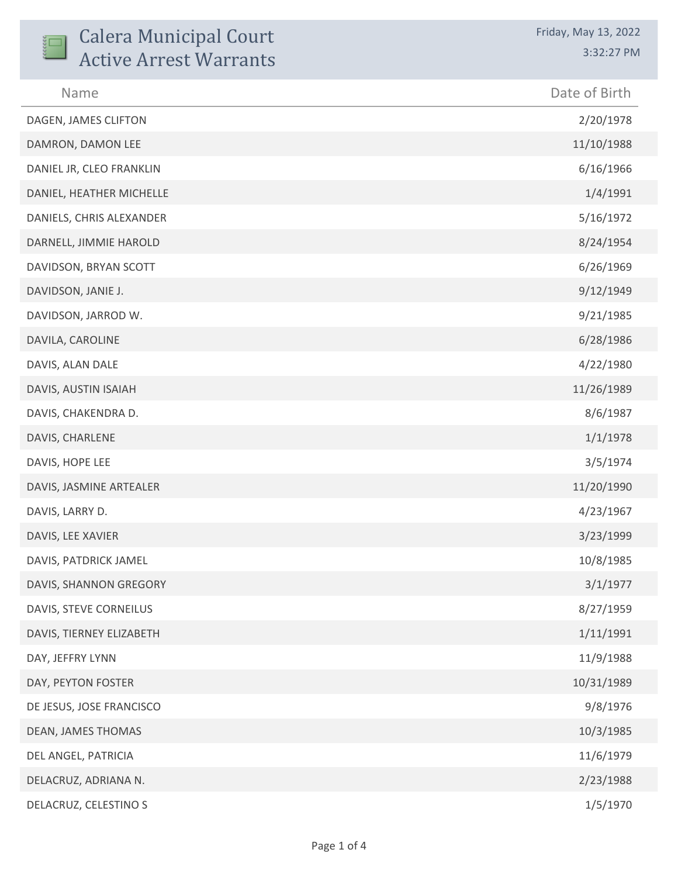# Calera Municipal Court
# Active Arrest Warrants

Friday, May 13, 2022
3:32:27 PM

| Name | Date of Birth |
| --- | --- |
| DAGEN, JAMES CLIFTON | 2/20/1978 |
| DAMRON, DAMON LEE | 11/10/1988 |
| DANIEL JR, CLEO FRANKLIN | 6/16/1966 |
| DANIEL, HEATHER MICHELLE | 1/4/1991 |
| DANIELS, CHRIS ALEXANDER | 5/16/1972 |
| DARNELL, JIMMIE HAROLD | 8/24/1954 |
| DAVIDSON, BRYAN SCOTT | 6/26/1969 |
| DAVIDSON, JANIE J. | 9/12/1949 |
| DAVIDSON, JARROD W. | 9/21/1985 |
| DAVILA, CAROLINE | 6/28/1986 |
| DAVIS, ALAN DALE | 4/22/1980 |
| DAVIS, AUSTIN ISAIAH | 11/26/1989 |
| DAVIS, CHAKENDRA D. | 8/6/1987 |
| DAVIS, CHARLENE | 1/1/1978 |
| DAVIS, HOPE LEE | 3/5/1974 |
| DAVIS, JASMINE ARTEALER | 11/20/1990 |
| DAVIS, LARRY D. | 4/23/1967 |
| DAVIS, LEE XAVIER | 3/23/1999 |
| DAVIS, PATDRICK JAMEL | 10/8/1985 |
| DAVIS, SHANNON GREGORY | 3/1/1977 |
| DAVIS, STEVE CORNEILUS | 8/27/1959 |
| DAVIS, TIERNEY ELIZABETH | 1/11/1991 |
| DAY, JEFFRY LYNN | 11/9/1988 |
| DAY, PEYTON FOSTER | 10/31/1989 |
| DE JESUS, JOSE FRANCISCO | 9/8/1976 |
| DEAN, JAMES THOMAS | 10/3/1985 |
| DEL ANGEL, PATRICIA | 11/6/1979 |
| DELACRUZ, ADRIANA N. | 2/23/1988 |
| DELACRUZ, CELESTINO S | 1/5/1970 |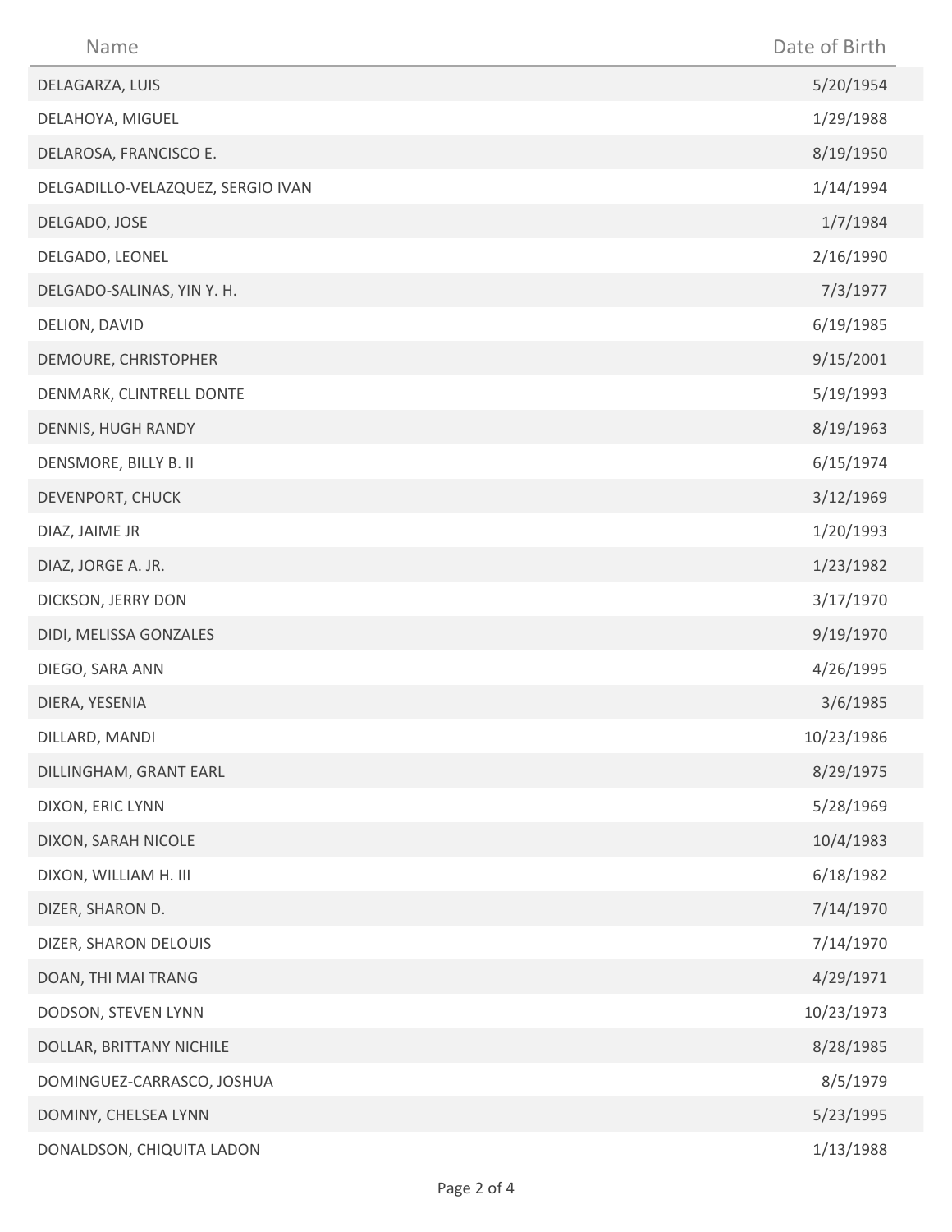| Name | Date of Birth |
| --- | --- |
| DELAGARZA, LUIS | 5/20/1954 |
| DELAHOYA, MIGUEL | 1/29/1988 |
| DELAROSA, FRANCISCO E. | 8/19/1950 |
| DELGADILLO-VELAZQUEZ, SERGIO IVAN | 1/14/1994 |
| DELGADO, JOSE | 1/7/1984 |
| DELGADO, LEONEL | 2/16/1990 |
| DELGADO-SALINAS, YIN Y. H. | 7/3/1977 |
| DELION, DAVID | 6/19/1985 |
| DEMOURE, CHRISTOPHER | 9/15/2001 |
| DENMARK, CLINTRELL DONTE | 5/19/1993 |
| DENNIS, HUGH RANDY | 8/19/1963 |
| DENSMORE, BILLY B. II | 6/15/1974 |
| DEVENPORT, CHUCK | 3/12/1969 |
| DIAZ, JAIME JR | 1/20/1993 |
| DIAZ, JORGE A. JR. | 1/23/1982 |
| DICKSON, JERRY DON | 3/17/1970 |
| DIDI, MELISSA GONZALES | 9/19/1970 |
| DIEGO, SARA ANN | 4/26/1995 |
| DIERA, YESENIA | 3/6/1985 |
| DILLARD, MANDI | 10/23/1986 |
| DILLINGHAM, GRANT EARL | 8/29/1975 |
| DIXON, ERIC LYNN | 5/28/1969 |
| DIXON, SARAH NICOLE | 10/4/1983 |
| DIXON, WILLIAM H. III | 6/18/1982 |
| DIZER, SHARON D. | 7/14/1970 |
| DIZER, SHARON DELOUIS | 7/14/1970 |
| DOAN, THI MAI TRANG | 4/29/1971 |
| DODSON, STEVEN LYNN | 10/23/1973 |
| DOLLAR, BRITTANY NICHILE | 8/28/1985 |
| DOMINGUEZ-CARRASCO, JOSHUA | 8/5/1979 |
| DOMINY, CHELSEA LYNN | 5/23/1995 |
| DONALDSON, CHIQUITA LADON | 1/13/1988 |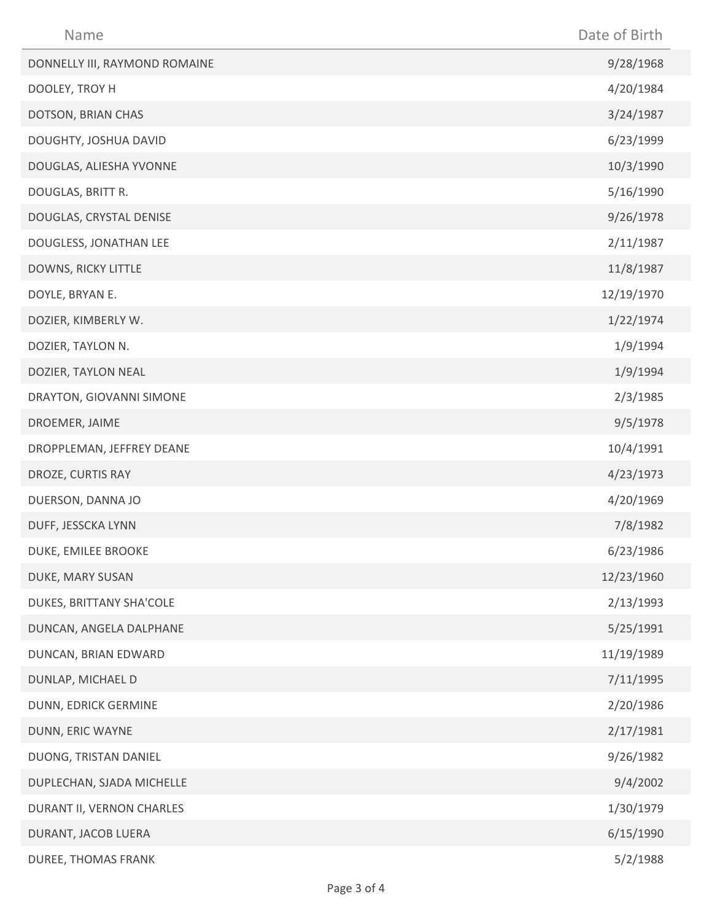| Name | Date of Birth |
| --- | --- |
| DONNELLY III, RAYMOND ROMAINE | 9/28/1968 |
| DOOLEY, TROY H | 4/20/1984 |
| DOTSON, BRIAN CHAS | 3/24/1987 |
| DOUGHTY, JOSHUA DAVID | 6/23/1999 |
| DOUGLAS, ALIESHA YVONNE | 10/3/1990 |
| DOUGLAS, BRITT R. | 5/16/1990 |
| DOUGLAS, CRYSTAL DENISE | 9/26/1978 |
| DOUGLESS, JONATHAN LEE | 2/11/1987 |
| DOWNS, RICKY LITTLE | 11/8/1987 |
| DOYLE, BRYAN E. | 12/19/1970 |
| DOZIER, KIMBERLY W. | 1/22/1974 |
| DOZIER, TAYLON N. | 1/9/1994 |
| DOZIER, TAYLON NEAL | 1/9/1994 |
| DRAYTON, GIOVANNI SIMONE | 2/3/1985 |
| DROEMER, JAIME | 9/5/1978 |
| DROPPLEMAN, JEFFREY DEANE | 10/4/1991 |
| DROZE, CURTIS RAY | 4/23/1973 |
| DUERSON, DANNA JO | 4/20/1969 |
| DUFF, JESSCKA LYNN | 7/8/1982 |
| DUKE, EMILEE BROOKE | 6/23/1986 |
| DUKE, MARY SUSAN | 12/23/1960 |
| DUKES, BRITTANY SHA'COLE | 2/13/1993 |
| DUNCAN, ANGELA DALPHANE | 5/25/1991 |
| DUNCAN, BRIAN EDWARD | 11/19/1989 |
| DUNLAP, MICHAEL D | 7/11/1995 |
| DUNN, EDRICK GERMINE | 2/20/1986 |
| DUNN, ERIC WAYNE | 2/17/1981 |
| DUONG, TRISTAN DANIEL | 9/26/1982 |
| DUPLECHAN, SJADA MICHELLE | 9/4/2002 |
| DURANT II, VERNON CHARLES | 1/30/1979 |
| DURANT, JACOB LUERA | 6/15/1990 |
| DUREE, THOMAS FRANK | 5/2/1988 |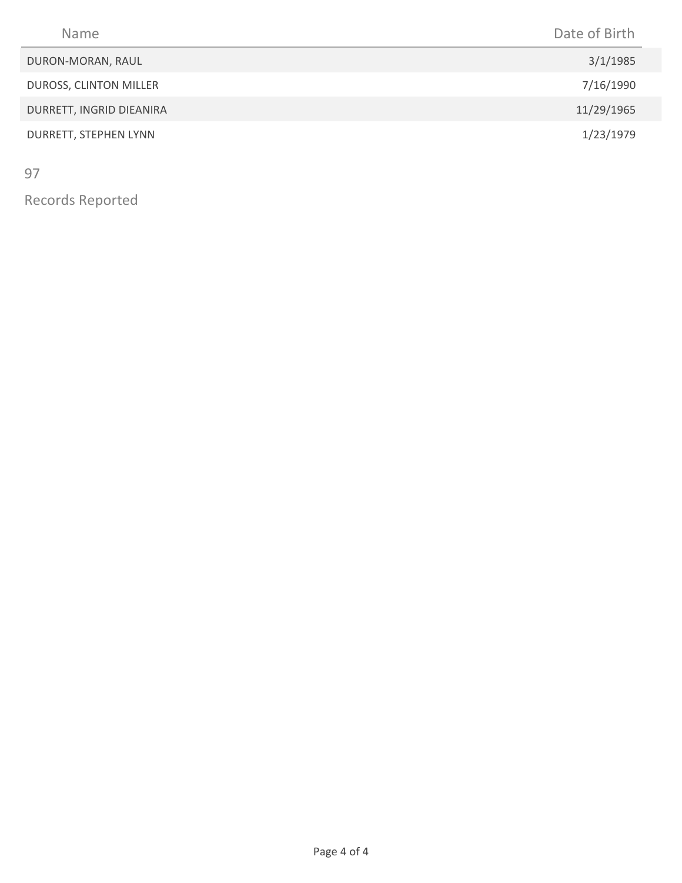| Name | Date of Birth |
|---|---|
| DURON-MORAN, RAUL | 3/1/1985 |
| DUROSS, CLINTON MILLER | 7/16/1990 |
| DURRETT, INGRID DIEANIRA | 11/29/1965 |
| DURRETT, STEPHEN LYNN | 1/23/1979 |

97

Records Reported